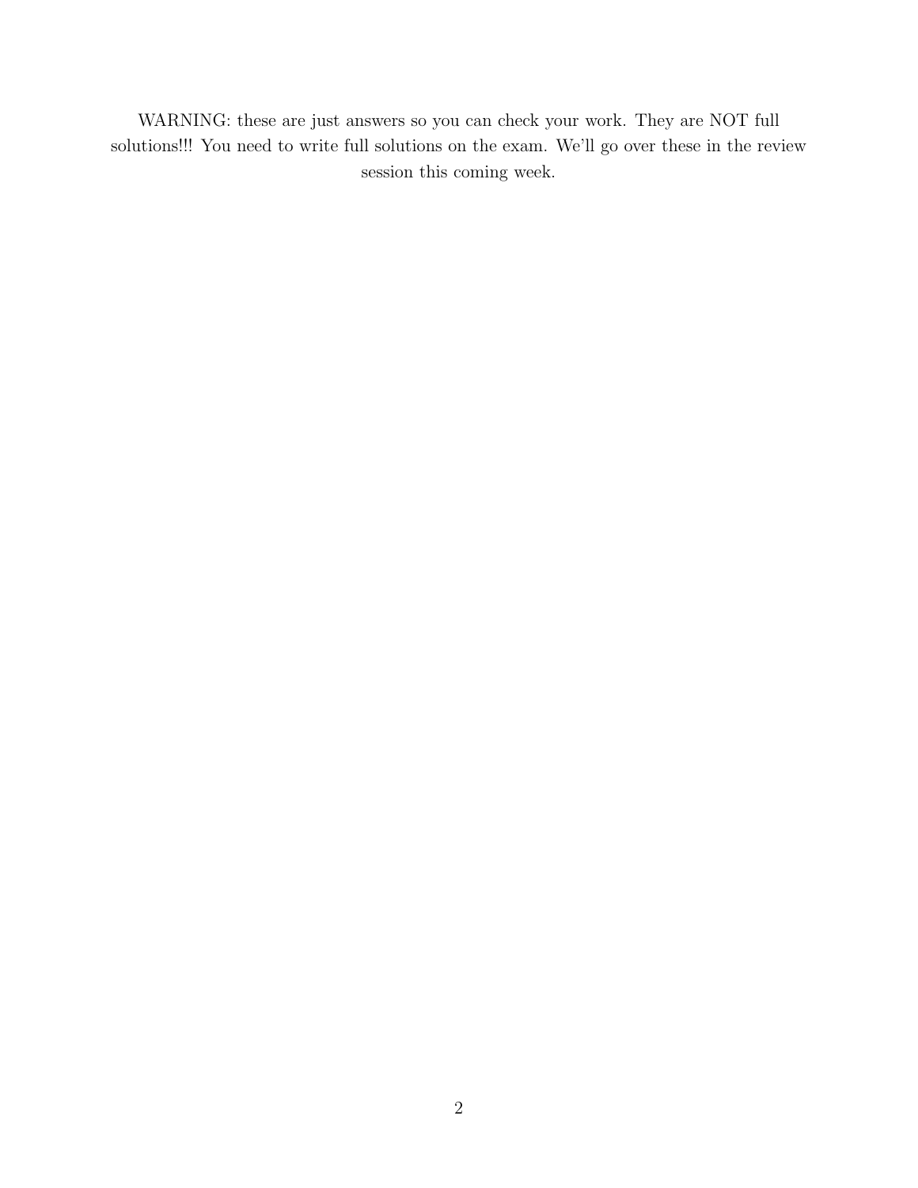WARNING: these are just answers so you can check your work. They are NOT full solutions!!! You need to write full solutions on the exam. We'll go over these in the review session this coming week.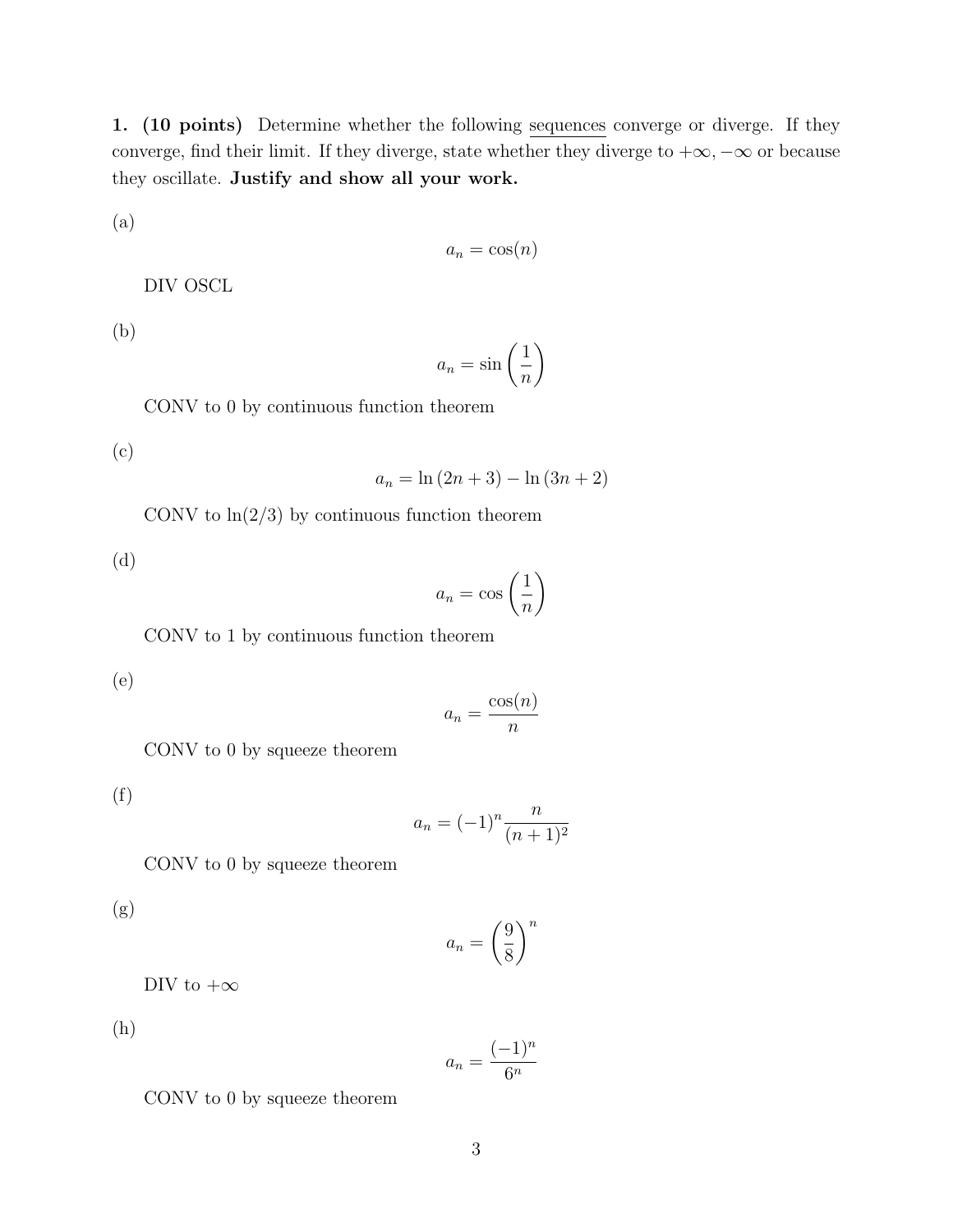**1. (10 points)** Determine whether the following <u>sequences</u> converge or diverge. If they converge, find their limit. If they diverge, state whether they diverge to $+\infty$, $-\infty$ or because they oscillate. **Justify and show all your work.**

(a)

$$a_n = \cos(n)$$

DIV OSCL

(b)

$$a_n = \sin\left(\frac{1}{n}\right)$$

CONV to 0 by continuous function theorem

(c)

$$a_n = \ln(2n+3) - \ln(3n+2)$$

CONV to $\ln(2/3)$ by continuous function theorem

(d)

$$a_n = \cos\left(\frac{1}{n}\right)$$

CONV to 1 by continuous function theorem

(e)

$$a_n = \frac{\cos(n)}{n}$$

CONV to 0 by squeeze theorem

(f)

$$a_n = (-1)^n \frac{n}{(n+1)^2}$$

CONV to 0 by squeeze theorem

(g)

$$a_n = \left(\frac{9}{8}\right)^n$$

DIV to $+\infty$

(h)

$$a_n = \frac{(-1)^n}{6^n}$$

CONV to 0 by squeeze theorem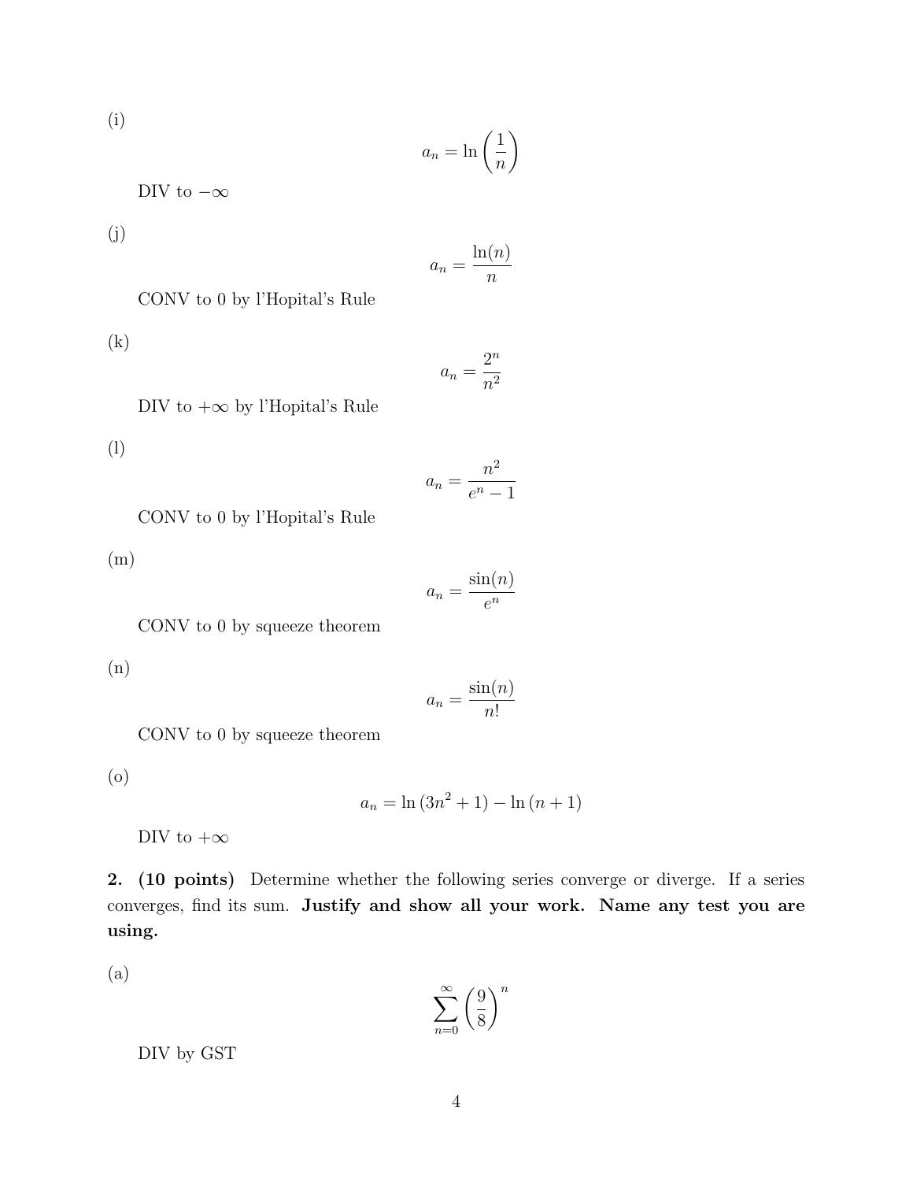(i)

$$a_n = \ln\left(\frac{1}{n}\right)$$

DIV to $-\infty$

(j)

$$a_n = \frac{\ln(n)}{n}$$

CONV to 0 by l'Hopital's Rule

(k)

$$a_n = \frac{2^n}{n^2}$$

DIV to $+\infty$ by l'Hopital's Rule

(l)

$$a_n = \frac{n^2}{e^n - 1}$$

CONV to 0 by l'Hopital's Rule

(m)

$$a_n = \frac{\sin(n)}{e^n}$$

CONV to 0 by squeeze theorem

(n)

$$a_n = \frac{\sin(n)}{n!}$$

CONV to 0 by squeeze theorem

(o)

$$a_n = \ln\left(3n^2 + 1\right) - \ln\left(n + 1\right)$$

DIV to $+\infty$

**2. (10 points)** Determine whether the following series converge or diverge. If a series converges, find its sum. **Justify and show all your work. Name any test you are using.**

(a)

$$\sum_{n=0}^{\infty} \left(\frac{9}{8}\right)^n$$

DIV by GST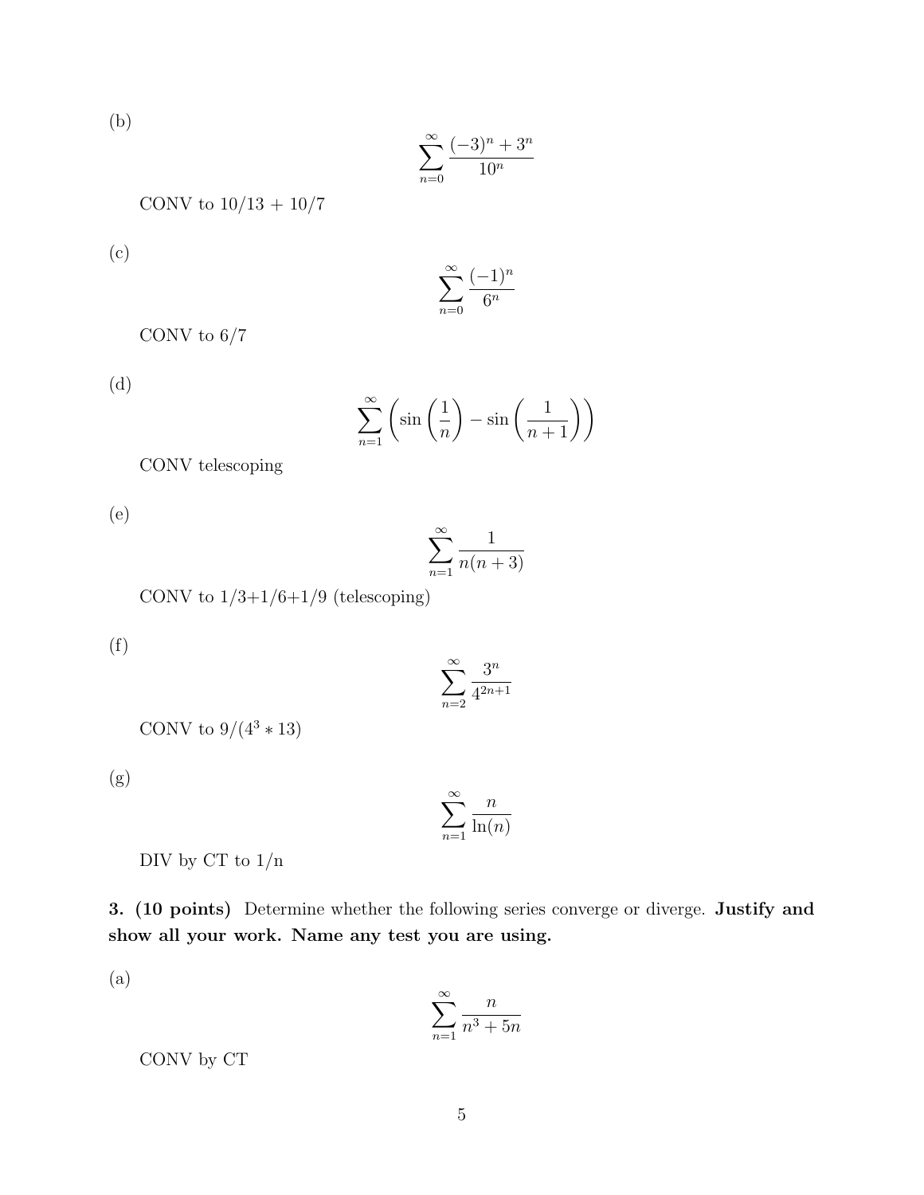(b)

$$\sum_{n=0}^{\infty} \frac{(-3)^n + 3^n}{10^n}$$

CONV to 10/13 + 10/7

(c)

$$\sum_{n=0}^{\infty} \frac{(-1)^n}{6^n}$$

CONV to 6/7

(d)

$$\sum_{n=1}^{\infty} \left( \sin\left(\frac{1}{n}\right) - \sin\left(\frac{1}{n+1}\right) \right)$$

CONV telescoping

(e)

$$\sum_{n=1}^{\infty} \frac{1}{n(n+3)}$$

CONV to 1/3+1/6+1/9 (telescoping)

(f)

$$\sum_{n=2}^{\infty} \frac{3^n}{4^{2n+1}}$$

CONV to $9/(4^3 * 13)$

(g)

$$\sum_{n=1}^{\infty} \frac{n}{\ln(n)}$$

DIV by CT to 1/n

**3. (10 points)** Determine whether the following series converge or diverge. **Justify and show all your work. Name any test you are using.**

(a)

$$\sum_{n=1}^{\infty} \frac{n}{n^3 + 5n}$$

CONV by CT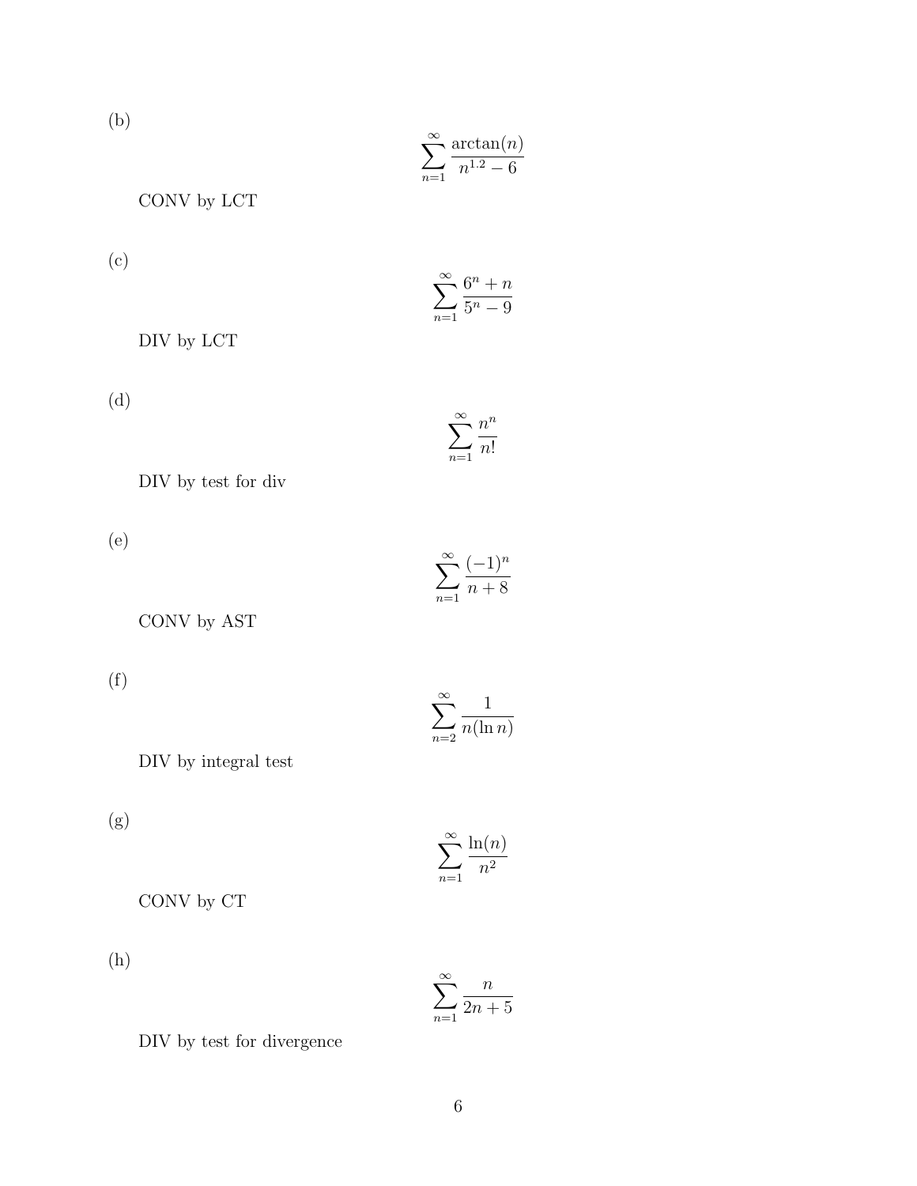(b)

$$\sum_{n=1}^{\infty} \frac{\arctan(n)}{n^{1.2} - 6}$$

CONV by LCT

(c)

$$\sum_{n=1}^{\infty} \frac{6^n + n}{5^n - 9}$$

DIV by LCT

(d)

$$\sum_{n=1}^{\infty} \frac{n^n}{n!}$$

DIV by test for div

(e)

$$\sum_{n=1}^{\infty} \frac{(-1)^n}{n + 8}$$

CONV by AST

(f)

$$\sum_{n=2}^{\infty} \frac{1}{n(\ln n)}$$

DIV by integral test

(g)

$$\sum_{n=1}^{\infty} \frac{\ln(n)}{n^2}$$

CONV by CT

(h)

$$\sum_{n=1}^{\infty} \frac{n}{2n + 5}$$

DIV by test for divergence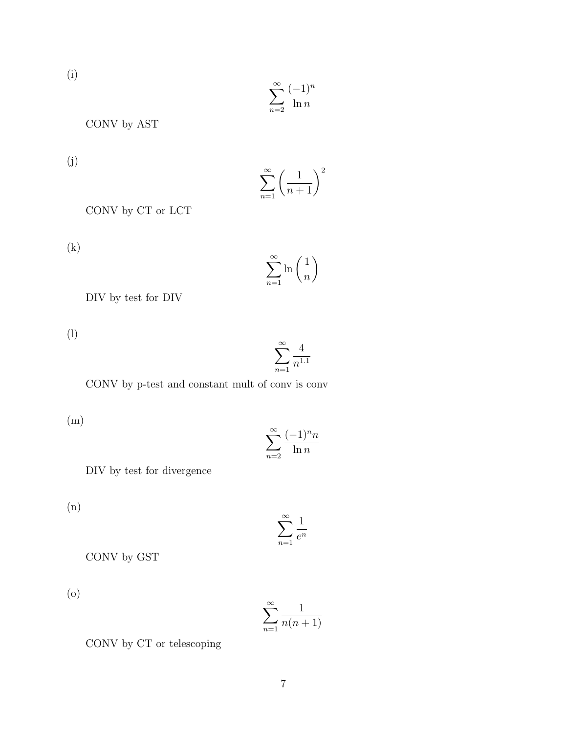(i)

$$\sum_{n=2}^{\infty} \frac{(-1)^n}{\ln n}$$

CONV by AST

(j)

$$\sum_{n=1}^{\infty} \left(\frac{1}{n+1}\right)^2$$

CONV by CT or LCT

(k)

$$\sum_{n=1}^{\infty} \ln\left(\frac{1}{n}\right)$$

DIV by test for DIV

(l)

$$\sum_{n=1}^{\infty} \frac{4}{n^{1.1}}$$

CONV by p-test and constant mult of conv is conv

(m)

$$\sum_{n=2}^{\infty} \frac{(-1)^n n}{\ln n}$$

DIV by test for divergence

(n)

$$\sum_{n=1}^{\infty} \frac{1}{e^n}$$

CONV by GST

(o)

$$\sum_{n=1}^{\infty} \frac{1}{n(n+1)}$$

CONV by CT or telescoping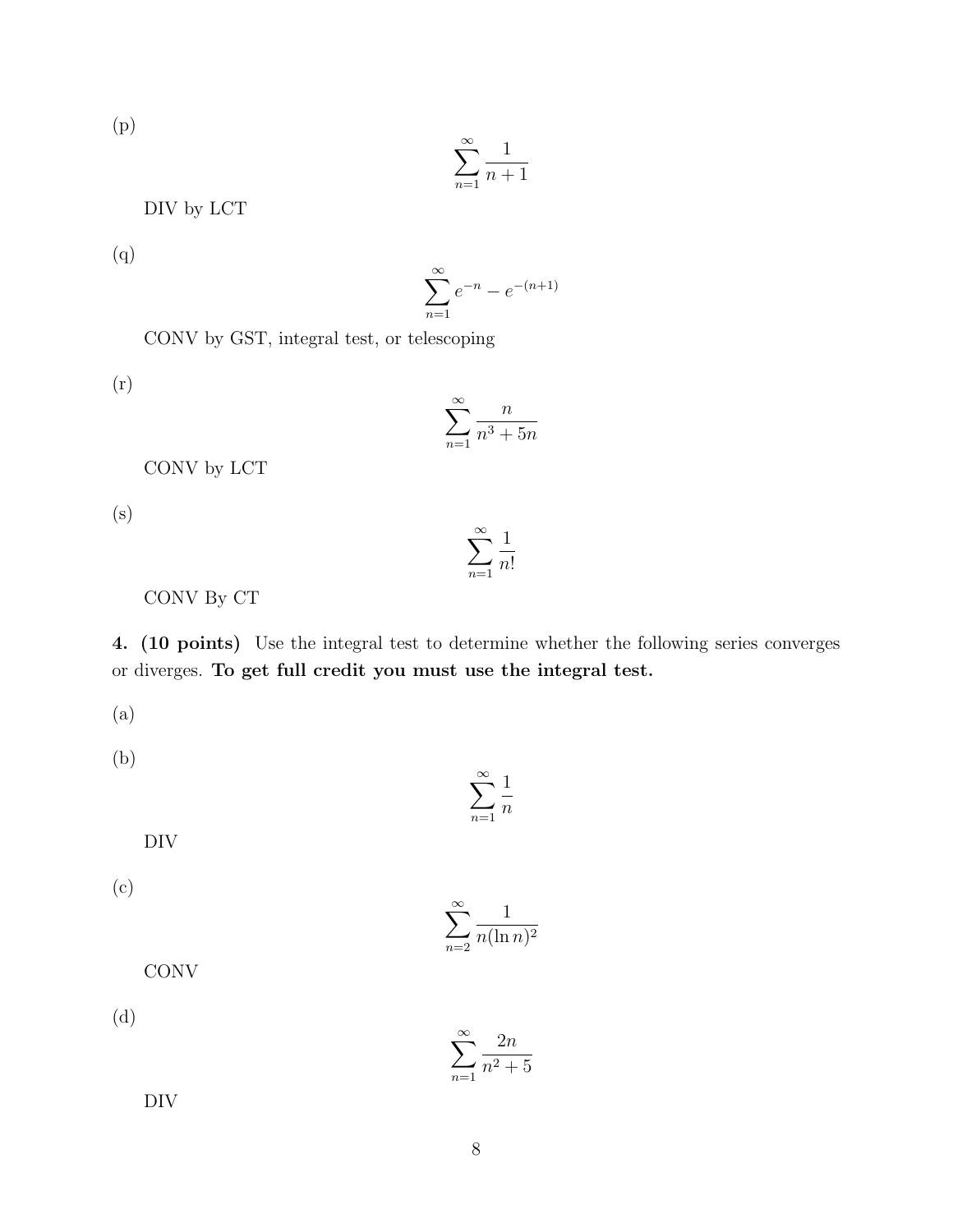(p)

$$\sum_{n=1}^{\infty} \frac{1}{n+1}$$

DIV by LCT

(q)

$$\sum_{n=1}^{\infty} e^{-n} - e^{-(n+1)}$$

CONV by GST, integral test, or telescoping

(r)

$$\sum_{n=1}^{\infty} \frac{n}{n^3 + 5n}$$

CONV by LCT

(s)

$$\sum_{n=1}^{\infty} \frac{1}{n!}$$

CONV By CT

**4. (10 points)** Use the integral test to determine whether the following series converges or diverges. **To get full credit you must use the integral test.**

(a)

(b)

$$\sum_{n=1}^{\infty} \frac{1}{n}$$

DIV

(c)

$$\sum_{n=2}^{\infty} \frac{1}{n(\ln n)^2}$$

CONV

(d)

$$\sum_{n=1}^{\infty} \frac{2n}{n^2 + 5}$$

DIV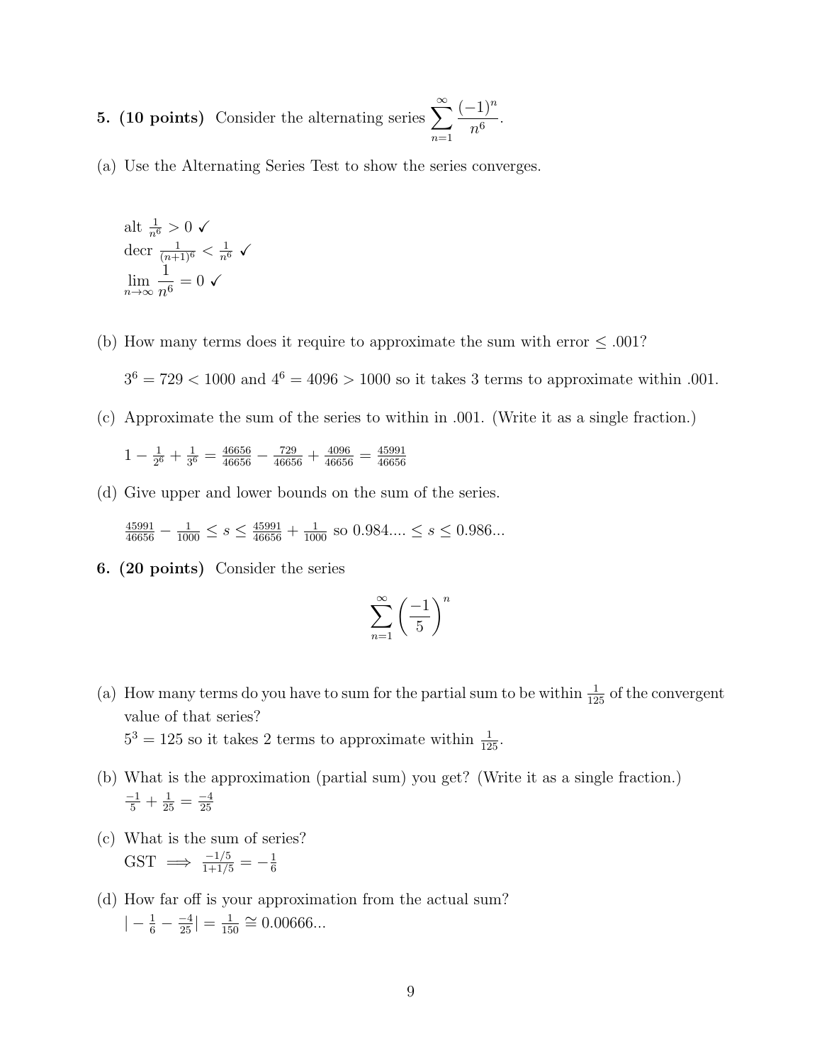**5. (10 points)** Consider the alternating series $\sum_{n=1}^{\infty} \frac{(-1)^n}{n^6}$.

(a) Use the Alternating Series Test to show the series converges.

alt $\frac{1}{n^6} > 0$ ✓
decr $\frac{1}{(n+1)^6} < \frac{1}{n^6}$ ✓
$\lim_{n\to\infty} \frac{1}{n^6} = 0$ ✓

(b) How many terms does it require to approximate the sum with error $\leq .001$?

$3^6 = 729 < 1000$ and $4^6 = 4096 > 1000$ so it takes 3 terms to approximate within .001.

(c) Approximate the sum of the series to within in .001. (Write it as a single fraction.)

$1 - \frac{1}{2^6} + \frac{1}{3^6} = \frac{46656}{46656} - \frac{729}{46656} + \frac{4096}{46656} = \frac{45991}{46656}$

(d) Give upper and lower bounds on the sum of the series.

$\frac{45991}{46656} - \frac{1}{1000} \leq s \leq \frac{45991}{46656} + \frac{1}{1000}$ so $0.984.... \leq s \leq 0.986...$

**6. (20 points)** Consider the series

$$\sum_{n=1}^{\infty} \left(\frac{-1}{5}\right)^n$$

(a) How many terms do you have to sum for the partial sum to be within $\frac{1}{125}$ of the convergent value of that series?
$5^3 = 125$ so it takes 2 terms to approximate within $\frac{1}{125}$.

(b) What is the approximation (partial sum) you get? (Write it as a single fraction.)
$\frac{-1}{5} + \frac{1}{25} = \frac{-4}{25}$

(c) What is the sum of series?
GST $\implies \frac{-1/5}{1+1/5} = -\frac{1}{6}$

(d) How far off is your approximation from the actual sum?
$|-\frac{1}{6} - \frac{-4}{25}| = \frac{1}{150} \cong 0.00666...$